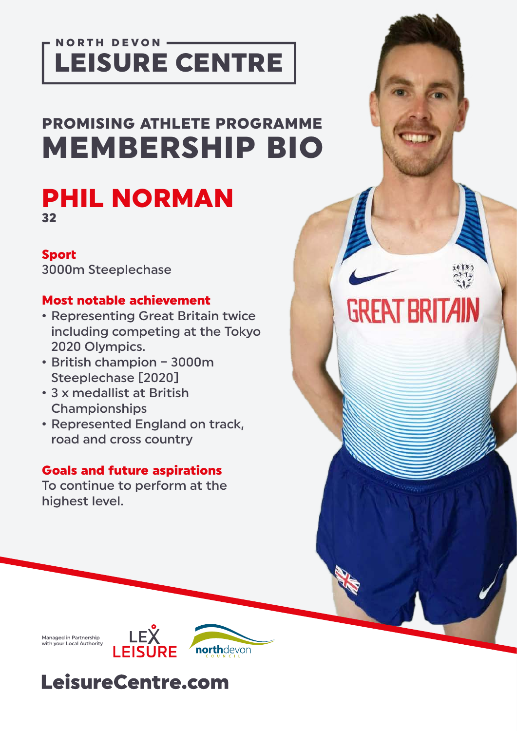NORTH DEVON

# LEISURE CENTRE

## PROMISING ATHLETE PROGRAMME
# MEMBERSHIP BIO

## PHIL NORMAN
**32**

### Sport
3000m Steeplechase

### Most notable achievement
- Representing Great Britain twice including competing at the Tokyo 2020 Olympics.
- British champion – 3000m Steeplechase [2020]
- 3 x medallist at British Championships
- Represented England on track, road and cross country

### Goals and future aspirations
To continue to perform at the highest level.

Managed in Partnership with your Local Authority

LEX LEISURE

northdevon COUNCIL

**LeisureCentre.com**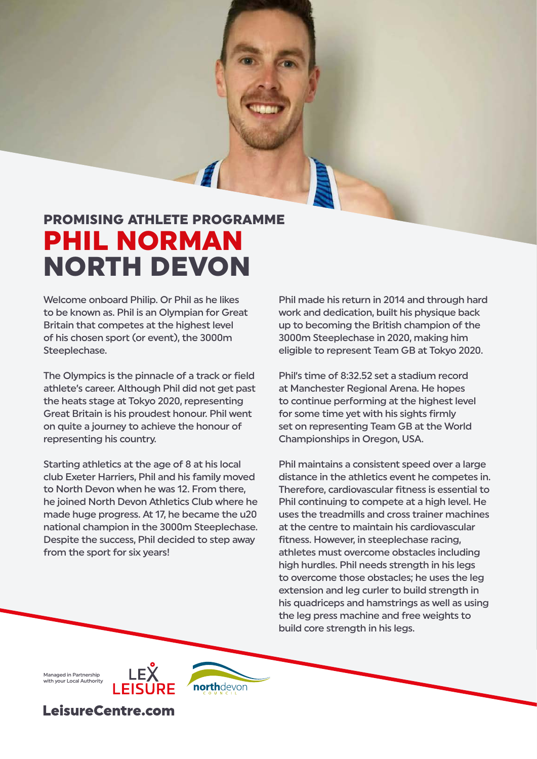## PROMISING ATHLETE PROGRAMME

# PHIL NORMAN
# NORTH DEVON

Welcome onboard Philip. Or Phil as he likes to be known as. Phil is an Olympian for Great Britain that competes at the highest level of his chosen sport (or event), the 3000m Steeplechase.

The Olympics is the pinnacle of a track or field athlete's career. Although Phil did not get past the heats stage at Tokyo 2020, representing Great Britain is his proudest honour. Phil went on quite a journey to achieve the honour of representing his country.

Starting athletics at the age of 8 at his local club Exeter Harriers, Phil and his family moved to North Devon when he was 12. From there, he joined North Devon Athletics Club where he made huge progress. At 17, he became the u20 national champion in the 3000m Steeplechase. Despite the success, Phil decided to step away from the sport for six years!

Phil made his return in 2014 and through hard work and dedication, built his physique back up to becoming the British champion of the 3000m Steeplechase in 2020, making him eligible to represent Team GB at Tokyo 2020.

Phil's time of 8:32.52 set a stadium record at Manchester Regional Arena. He hopes to continue performing at the highest level for some time yet with his sights firmly set on representing Team GB at the World Championships in Oregon, USA.

Phil maintains a consistent speed over a large distance in the athletics event he competes in. Therefore, cardiovascular fitness is essential to Phil continuing to compete at a high level. He uses the treadmills and cross trainer machines at the centre to maintain his cardiovascular fitness. However, in steeplechase racing, athletes must overcome obstacles including high hurdles. Phil needs strength in his legs to overcome those obstacles; he uses the leg extension and leg curler to build strength in his quadriceps and hamstrings as well as using the leg press machine and free weights to build core strength in his legs.

Managed in Partnership with your Local Authority

LEX LEISURE

northdevon COUNCIL

LeisureCentre.com